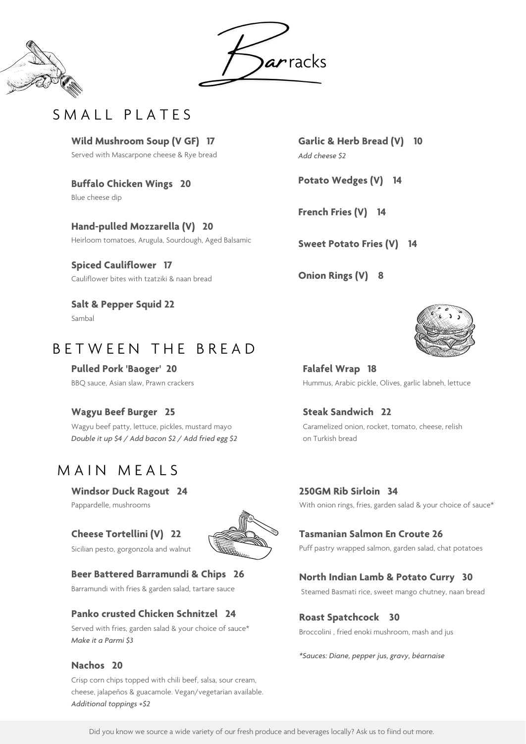# Barracks

## SMALL PLATES

**Wild Mushroom Soup (V GF) 17**
Served with Mascarpone cheese & Rye bread

**Buffalo Chicken Wings 20**
Blue cheese dip

**Hand-pulled Mozzarella (V) 20**
Heirloom tomatoes, Arugula, Sourdough, Aged Balsamic

**Spiced Cauliflower 17**
Cauliflower bites with tzatziki & naan bread

**Salt & Pepper Squid 22**
Sambal

**Garlic & Herb Bread (V) 10**
*Add cheese $2*

**Potato Wedges (V) 14**

**French Fries (V) 14**

**Sweet Potato Fries (V) 14**

**Onion Rings (V) 8**

## BETWEEN THE BREAD

**Pulled Pork 'Baoger' 20**
BBQ sauce, Asian slaw, Prawn crackers

**Wagyu Beef Burger 25**
Wagyu beef patty, lettuce, pickles, mustard mayo
*Double it up $4 / Add bacon $2 / Add fried egg $2*

**Falafel Wrap 18**
Hummus, Arabic pickle, Olives, garlic labneh, lettuce

**Steak Sandwich 22**
Caramelized onion, rocket, tomato, cheese, relish on Turkish bread

## MAIN MEALS

**Windsor Duck Ragout 24**
Pappardelle, mushrooms

**Cheese Tortellini (V) 22**
Sicilian pesto, gorgonzola and walnut

**Beer Battered Barramundi & Chips 26**
Barramundi with fries & garden salad, tartare sauce

**Panko crusted Chicken Schnitzel 24**
Served with fries, garden salad & your choice of sauce*
*Make it a Parmi $3*

**Nachos 20**
Crisp corn chips topped with chili beef, salsa, sour cream, cheese, jalapeños & guacamole. Vegan/vegetarian available.
*Additional toppings +$2*

**250GM Rib Sirloin 34**
With onion rings, fries, garden salad & your choice of sauce*

**Tasmanian Salmon En Croute 26**
Puff pastry wrapped salmon, garden salad, chat potatoes

**North Indian Lamb & Potato Curry 30**
Steamed Basmati rice, sweet mango chutney, naan bread

**Roast Spatchcock 30**
Broccolini , fried enoki mushroom, mash and jus

*\*Sauces: Diane, pepper jus, gravy, béarnaise*

Did you know we source a wide variety of our fresh produce and beverages locally? Ask us to fiind out more.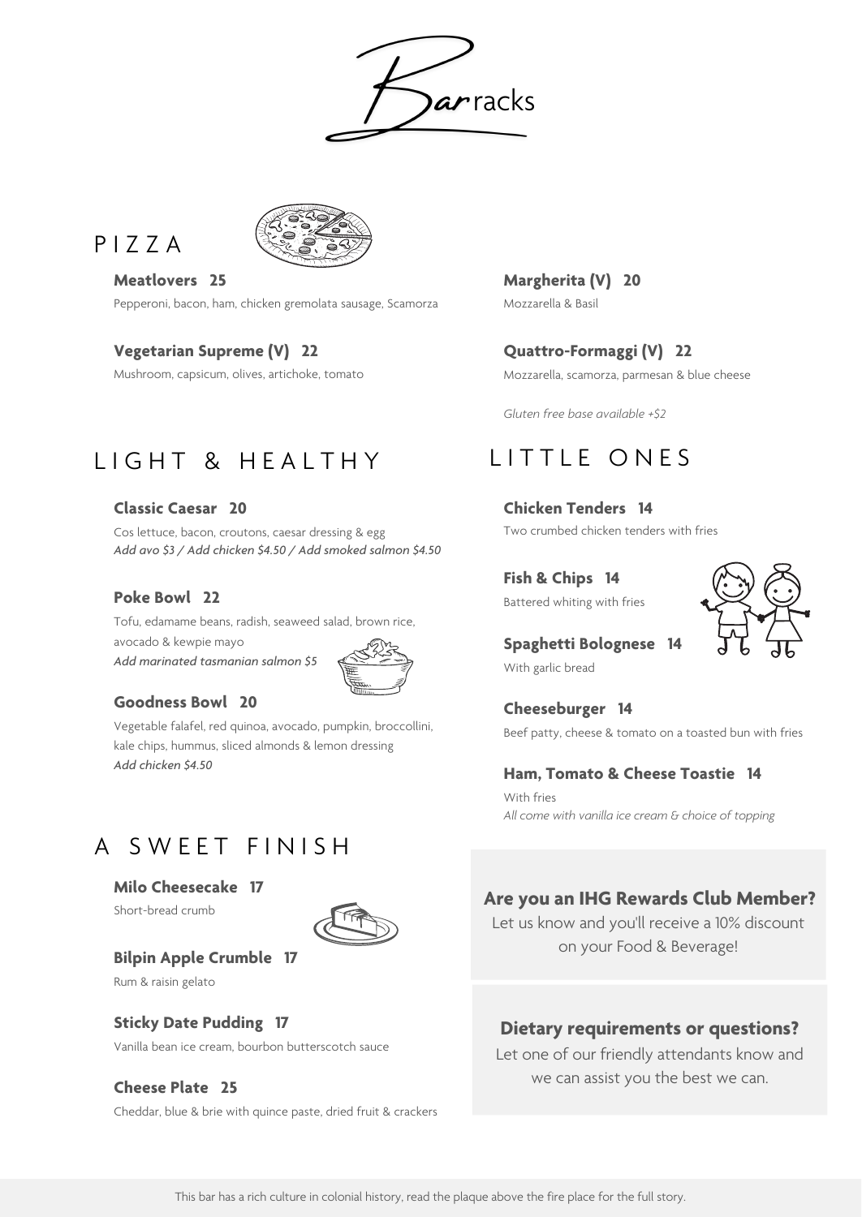# Barracks

## PIZZA

**Meatlovers 25**
Pepperoni, bacon, ham, chicken gremolata sausage, Scamorza

**Vegetarian Supreme (V) 22**
Mushroom, capsicum, olives, artichoke, tomato

**Margherita (V) 20**
Mozzarella & Basil

**Quattro-Formaggi (V) 22**
Mozzarella, scamorza, parmesan & blue cheese

*Gluten free base available +$2*

## LIGHT & HEALTHY

**Classic Caesar 20**
Cos lettuce, bacon, croutons, caesar dressing & egg
*Add avo $3 / Add chicken $4.50 / Add smoked salmon $4.50*

**Poke Bowl 22**
Tofu, edamame beans, radish, seaweed salad, brown rice, avocado & kewpie mayo
*Add marinated tasmanian salmon $5*

**Goodness Bowl 20**
Vegetable falafel, red quinoa, avocado, pumpkin, broccollini, kale chips, hummus, sliced almonds & lemon dressing
*Add chicken $4.50*

## LITTLE ONES

**Chicken Tenders 14**
Two crumbed chicken tenders with fries

**Fish & Chips 14**
Battered whiting with fries

**Spaghetti Bolognese 14**
With garlic bread

**Cheeseburger 14**
Beef patty, cheese & tomato on a toasted bun with fries

**Ham, Tomato & Cheese Toastie 14**
With fries
*All come with vanilla ice cream & choice of topping*

## A SWEET FINISH

**Milo Cheesecake 17**
Short-bread crumb

**Bilpin Apple Crumble 17**
Rum & raisin gelato

**Sticky Date Pudding 17**
Vanilla bean ice cream, bourbon butterscotch sauce

**Cheese Plate 25**
Cheddar, blue & brie with quince paste, dried fruit & crackers

**Are you an IHG Rewards Club Member?**
Let us know and you'll receive a 10% discount on your Food & Beverage!

**Dietary requirements or questions?**
Let one of our friendly attendants know and we can assist you the best we can.

This bar has a rich culture in colonial history, read the plaque above the fire place for the full story.